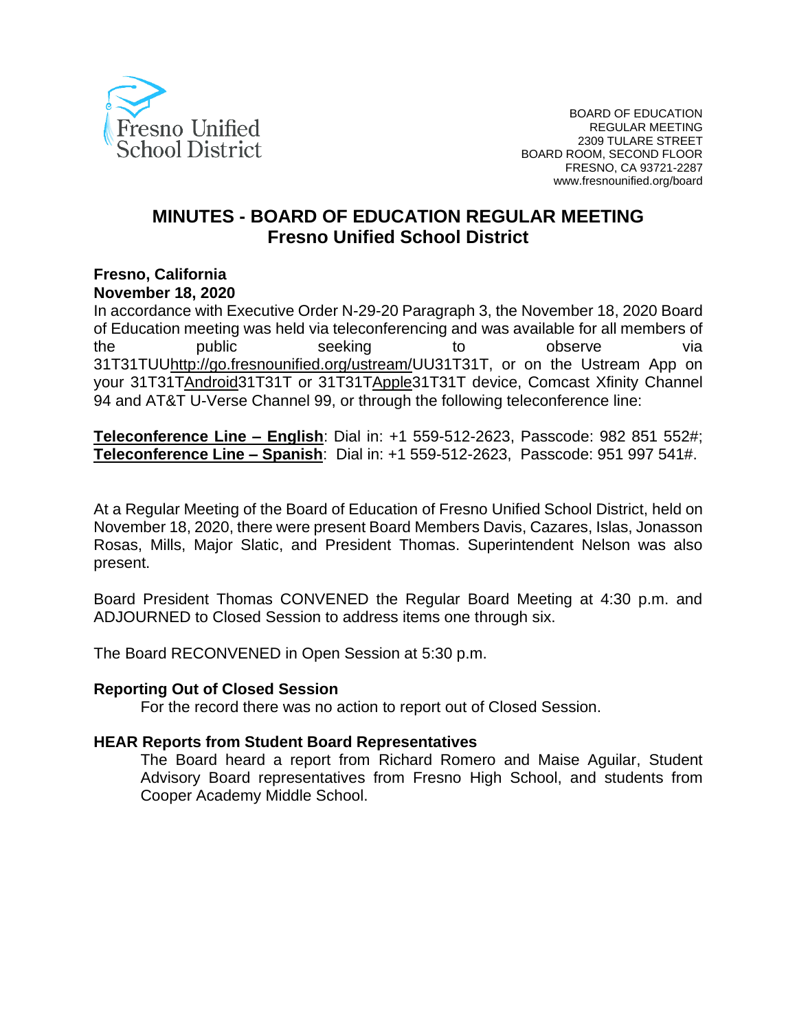Fresno Unified School District

BOARD OF EDUCATION
REGULAR MEETING
2309 TULARE STREET
BOARD ROOM, SECOND FLOOR
FRESNO, CA 93721-2287
www.fresnounified.org/board

# MINUTES - BOARD OF EDUCATION REGULAR MEETING
## Fresno Unified School District

**Fresno, California**
**November 18, 2020**

In accordance with Executive Order N-29-20 Paragraph 3, the November 18, 2020 Board of Education meeting was held via teleconferencing and was available for all members of the public seeking to observe via 31T31TUUhttp://go.fresnounified.org/ustream/UU31T31T, or on the Ustream App on your 31T31TAndroid31T31T or 31T31TApple31T31T device, Comcast Xfinity Channel 94 and AT&T U-Verse Channel 99, or through the following teleconference line:

**Teleconference Line – English**: Dial in: +1 559-512-2623, Passcode: 982 851 552#;
**Teleconference Line – Spanish**: Dial in: +1 559-512-2623, Passcode: 951 997 541#.

At a Regular Meeting of the Board of Education of Fresno Unified School District, held on November 18, 2020, there were present Board Members Davis, Cazares, Islas, Jonasson Rosas, Mills, Major Slatic, and President Thomas. Superintendent Nelson was also present.

Board President Thomas CONVENED the Regular Board Meeting at 4:30 p.m. and ADJOURNED to Closed Session to address items one through six.

The Board RECONVENED in Open Session at 5:30 p.m.

**Reporting Out of Closed Session**

For the record there was no action to report out of Closed Session.

**HEAR Reports from Student Board Representatives**

The Board heard a report from Richard Romero and Maise Aguilar, Student Advisory Board representatives from Fresno High School, and students from Cooper Academy Middle School.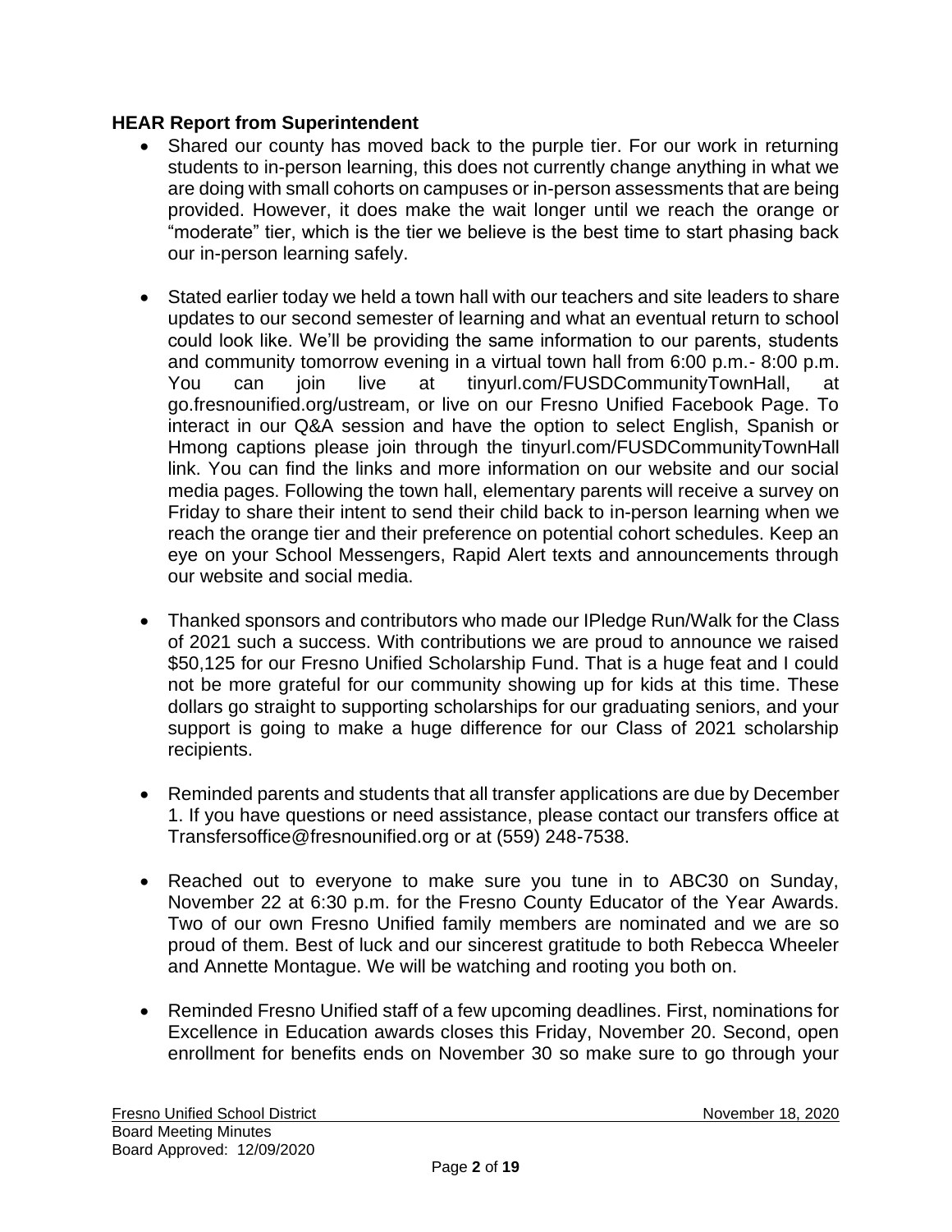**HEAR Report from Superintendent**

- Shared our county has moved back to the purple tier. For our work in returning students to in-person learning, this does not currently change anything in what we are doing with small cohorts on campuses or in-person assessments that are being provided. However, it does make the wait longer until we reach the orange or "moderate" tier, which is the tier we believe is the best time to start phasing back our in-person learning safely.

- Stated earlier today we held a town hall with our teachers and site leaders to share updates to our second semester of learning and what an eventual return to school could look like. We'll be providing the same information to our parents, students and community tomorrow evening in a virtual town hall from 6:00 p.m.- 8:00 p.m. You can join live at tinyurl.com/FUSDCommunityTownHall, at go.fresnounified.org/ustream, or live on our Fresno Unified Facebook Page. To interact in our Q&A session and have the option to select English, Spanish or Hmong captions please join through the tinyurl.com/FUSDCommunityTownHall link. You can find the links and more information on our website and our social media pages. Following the town hall, elementary parents will receive a survey on Friday to share their intent to send their child back to in-person learning when we reach the orange tier and their preference on potential cohort schedules. Keep an eye on your School Messengers, Rapid Alert texts and announcements through our website and social media.

- Thanked sponsors and contributors who made our IPledge Run/Walk for the Class of 2021 such a success. With contributions we are proud to announce we raised $50,125 for our Fresno Unified Scholarship Fund. That is a huge feat and I could not be more grateful for our community showing up for kids at this time. These dollars go straight to supporting scholarships for our graduating seniors, and your support is going to make a huge difference for our Class of 2021 scholarship recipients.

- Reminded parents and students that all transfer applications are due by December 1. If you have questions or need assistance, please contact our transfers office at Transfersoffice@fresnounified.org or at (559) 248-7538.

- Reached out to everyone to make sure you tune in to ABC30 on Sunday, November 22 at 6:30 p.m. for the Fresno County Educator of the Year Awards. Two of our own Fresno Unified family members are nominated and we are so proud of them. Best of luck and our sincerest gratitude to both Rebecca Wheeler and Annette Montague. We will be watching and rooting you both on.

- Reminded Fresno Unified staff of a few upcoming deadlines. First, nominations for Excellence in Education awards closes this Friday, November 20. Second, open enrollment for benefits ends on November 30 so make sure to go through your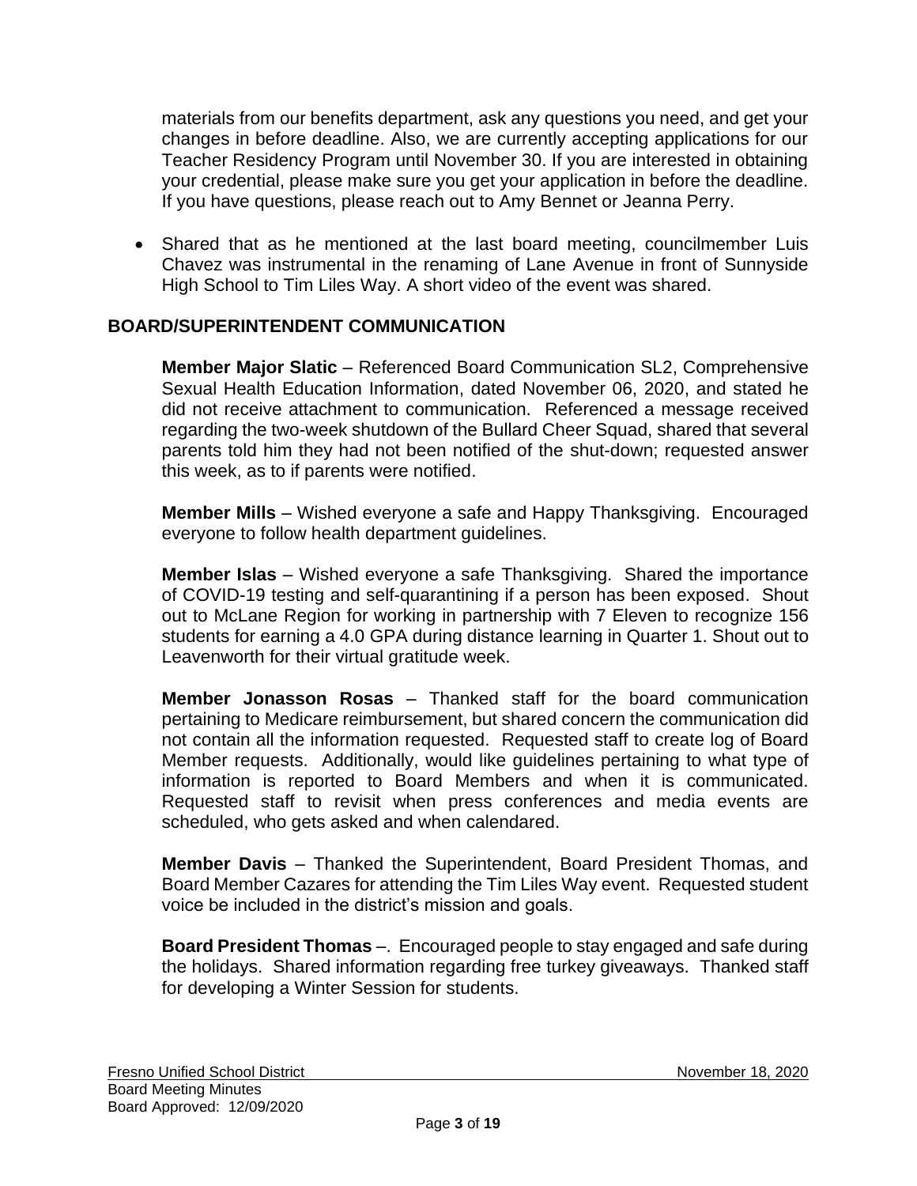materials from our benefits department, ask any questions you need, and get your changes in before deadline. Also, we are currently accepting applications for our Teacher Residency Program until November 30. If you are interested in obtaining your credential, please make sure you get your application in before the deadline. If you have questions, please reach out to Amy Bennet or Jeanna Perry.

- Shared that as he mentioned at the last board meeting, councilmember Luis Chavez was instrumental in the renaming of Lane Avenue in front of Sunnyside High School to Tim Liles Way. A short video of the event was shared.

## BOARD/SUPERINTENDENT COMMUNICATION

**Member Major Slatic** – Referenced Board Communication SL2, Comprehensive Sexual Health Education Information, dated November 06, 2020, and stated he did not receive attachment to communication. Referenced a message received regarding the two-week shutdown of the Bullard Cheer Squad, shared that several parents told him they had not been notified of the shut-down; requested answer this week, as to if parents were notified.

**Member Mills** – Wished everyone a safe and Happy Thanksgiving. Encouraged everyone to follow health department guidelines.

**Member Islas** – Wished everyone a safe Thanksgiving. Shared the importance of COVID-19 testing and self-quarantining if a person has been exposed. Shout out to McLane Region for working in partnership with 7 Eleven to recognize 156 students for earning a 4.0 GPA during distance learning in Quarter 1. Shout out to Leavenworth for their virtual gratitude week.

**Member Jonasson Rosas** – Thanked staff for the board communication pertaining to Medicare reimbursement, but shared concern the communication did not contain all the information requested. Requested staff to create log of Board Member requests. Additionally, would like guidelines pertaining to what type of information is reported to Board Members and when it is communicated. Requested staff to revisit when press conferences and media events are scheduled, who gets asked and when calendared.

**Member Davis** – Thanked the Superintendent, Board President Thomas, and Board Member Cazares for attending the Tim Liles Way event. Requested student voice be included in the district's mission and goals.

**Board President Thomas** –. Encouraged people to stay engaged and safe during the holidays. Shared information regarding free turkey giveaways. Thanked staff for developing a Winter Session for students.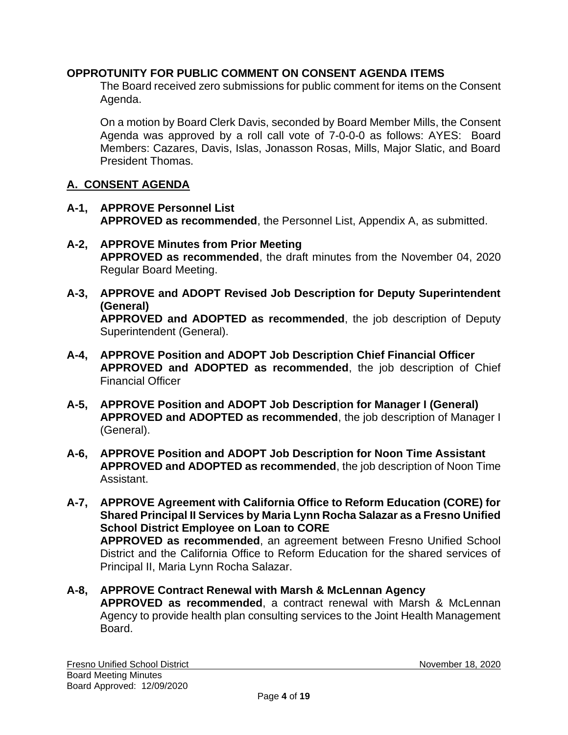**OPPROTUNITY FOR PUBLIC COMMENT ON CONSENT AGENDA ITEMS**

The Board received zero submissions for public comment for items on the Consent Agenda.

On a motion by Board Clerk Davis, seconded by Board Member Mills, the Consent Agenda was approved by a roll call vote of 7-0-0-0 as follows: AYES: Board Members: Cazares, Davis, Islas, Jonasson Rosas, Mills, Major Slatic, and Board President Thomas.

## A. CONSENT AGENDA

**A-1, APPROVE Personnel List**
**APPROVED as recommended**, the Personnel List, Appendix A, as submitted.

**A-2, APPROVE Minutes from Prior Meeting**
**APPROVED as recommended**, the draft minutes from the November 04, 2020 Regular Board Meeting.

**A-3, APPROVE and ADOPT Revised Job Description for Deputy Superintendent (General)**
**APPROVED and ADOPTED as recommended**, the job description of Deputy Superintendent (General).

**A-4, APPROVE Position and ADOPT Job Description Chief Financial Officer**
**APPROVED and ADOPTED as recommended**, the job description of Chief Financial Officer

**A-5, APPROVE Position and ADOPT Job Description for Manager I (General)**
**APPROVED and ADOPTED as recommended**, the job description of Manager I (General).

**A-6, APPROVE Position and ADOPT Job Description for Noon Time Assistant**
**APPROVED and ADOPTED as recommended**, the job description of Noon Time Assistant.

**A-7, APPROVE Agreement with California Office to Reform Education (CORE) for Shared Principal II Services by Maria Lynn Rocha Salazar as a Fresno Unified School District Employee on Loan to CORE**
**APPROVED as recommended**, an agreement between Fresno Unified School District and the California Office to Reform Education for the shared services of Principal II, Maria Lynn Rocha Salazar.

**A-8, APPROVE Contract Renewal with Marsh & McLennan Agency**
**APPROVED as recommended**, a contract renewal with Marsh & McLennan Agency to provide health plan consulting services to the Joint Health Management Board.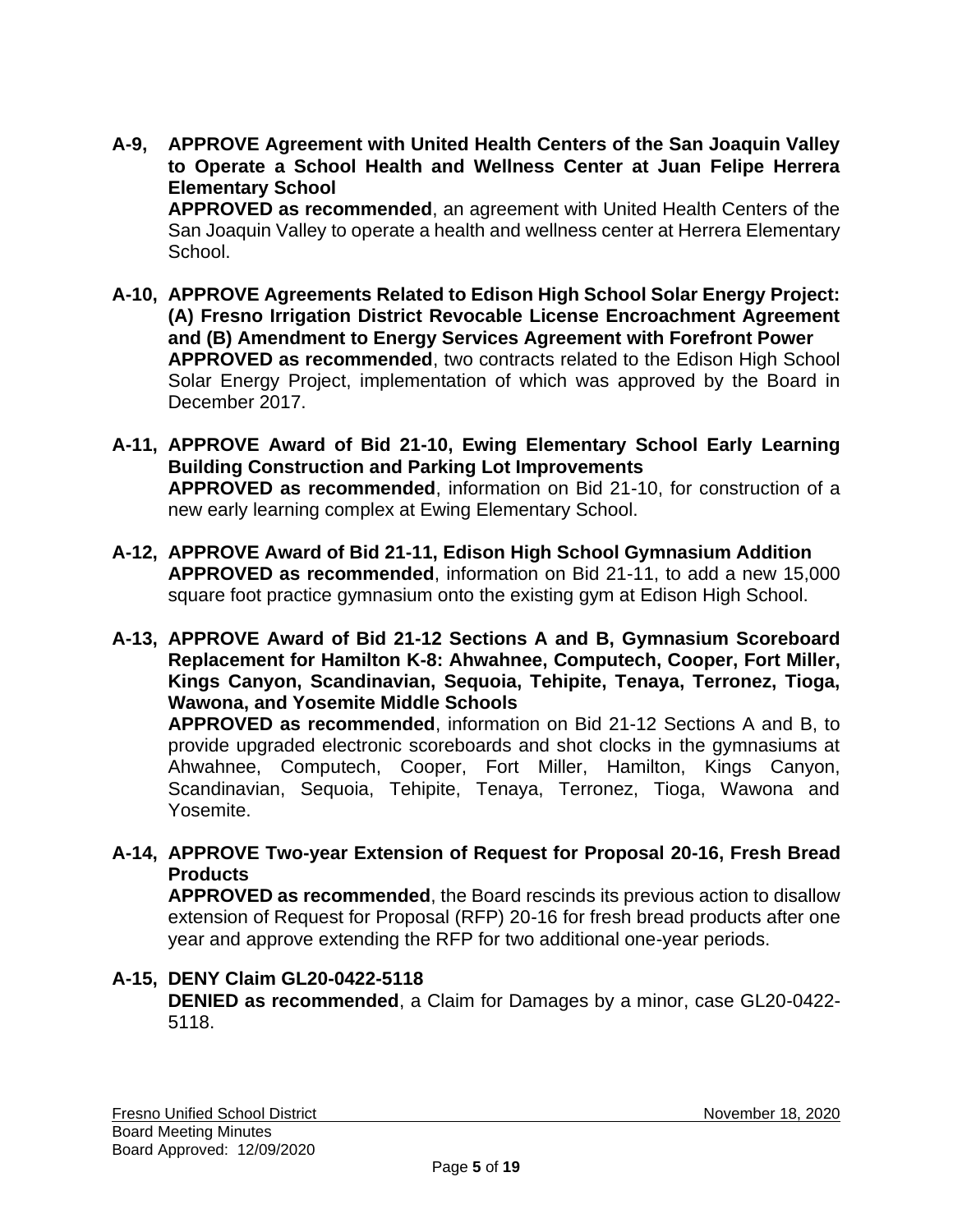**A-9, APPROVE Agreement with United Health Centers of the San Joaquin Valley to Operate a School Health and Wellness Center at Juan Felipe Herrera Elementary School**
**APPROVED as recommended**, an agreement with United Health Centers of the San Joaquin Valley to operate a health and wellness center at Herrera Elementary School.

**A-10, APPROVE Agreements Related to Edison High School Solar Energy Project: (A) Fresno Irrigation District Revocable License Encroachment Agreement and (B) Amendment to Energy Services Agreement with Forefront Power**
**APPROVED as recommended**, two contracts related to the Edison High School Solar Energy Project, implementation of which was approved by the Board in December 2017.

**A-11, APPROVE Award of Bid 21-10, Ewing Elementary School Early Learning Building Construction and Parking Lot Improvements**
**APPROVED as recommended**, information on Bid 21-10, for construction of a new early learning complex at Ewing Elementary School.

**A-12, APPROVE Award of Bid 21-11, Edison High School Gymnasium Addition**
**APPROVED as recommended**, information on Bid 21-11, to add a new 15,000 square foot practice gymnasium onto the existing gym at Edison High School.

**A-13, APPROVE Award of Bid 21-12 Sections A and B, Gymnasium Scoreboard Replacement for Hamilton K-8: Ahwahnee, Computech, Cooper, Fort Miller, Kings Canyon, Scandinavian, Sequoia, Tehipite, Tenaya, Terronez, Tioga, Wawona, and Yosemite Middle Schools**
**APPROVED as recommended**, information on Bid 21-12 Sections A and B, to provide upgraded electronic scoreboards and shot clocks in the gymnasiums at Ahwahnee, Computech, Cooper, Fort Miller, Hamilton, Kings Canyon, Scandinavian, Sequoia, Tehipite, Tenaya, Terronez, Tioga, Wawona and Yosemite.

**A-14, APPROVE Two-year Extension of Request for Proposal 20-16, Fresh Bread Products**
**APPROVED as recommended**, the Board rescinds its previous action to disallow extension of Request for Proposal (RFP) 20-16 for fresh bread products after one year and approve extending the RFP for two additional one-year periods.

**A-15, DENY Claim GL20-0422-5118**
**DENIED as recommended**, a Claim for Damages by a minor, case GL20-0422-5118.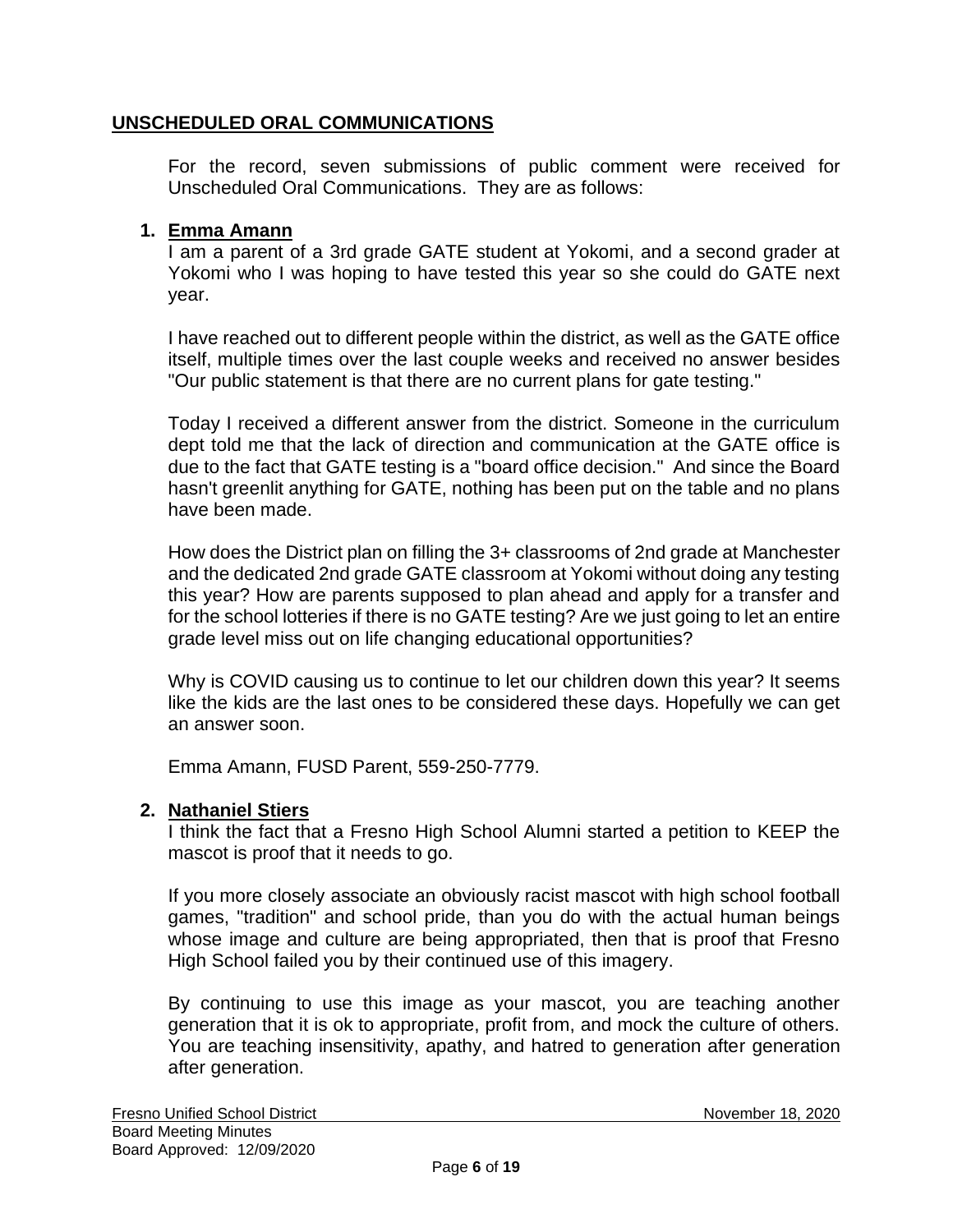## UNSCHEDULED ORAL COMMUNICATIONS

For the record, seven submissions of public comment were received for Unscheduled Oral Communications. They are as follows:

1. **Emma Amann**

I am a parent of a 3rd grade GATE student at Yokomi, and a second grader at Yokomi who I was hoping to have tested this year so she could do GATE next year.

I have reached out to different people within the district, as well as the GATE office itself, multiple times over the last couple weeks and received no answer besides "Our public statement is that there are no current plans for gate testing."

Today I received a different answer from the district. Someone in the curriculum dept told me that the lack of direction and communication at the GATE office is due to the fact that GATE testing is a "board office decision." And since the Board hasn't greenlit anything for GATE, nothing has been put on the table and no plans have been made.

How does the District plan on filling the 3+ classrooms of 2nd grade at Manchester and the dedicated 2nd grade GATE classroom at Yokomi without doing any testing this year? How are parents supposed to plan ahead and apply for a transfer and for the school lotteries if there is no GATE testing? Are we just going to let an entire grade level miss out on life changing educational opportunities?

Why is COVID causing us to continue to let our children down this year? It seems like the kids are the last ones to be considered these days. Hopefully we can get an answer soon.

Emma Amann, FUSD Parent, 559-250-7779.

2. **Nathaniel Stiers**

I think the fact that a Fresno High School Alumni started a petition to KEEP the mascot is proof that it needs to go.

If you more closely associate an obviously racist mascot with high school football games, "tradition" and school pride, than you do with the actual human beings whose image and culture are being appropriated, then that is proof that Fresno High School failed you by their continued use of this imagery.

By continuing to use this image as your mascot, you are teaching another generation that it is ok to appropriate, profit from, and mock the culture of others. You are teaching insensitivity, apathy, and hatred to generation after generation after generation.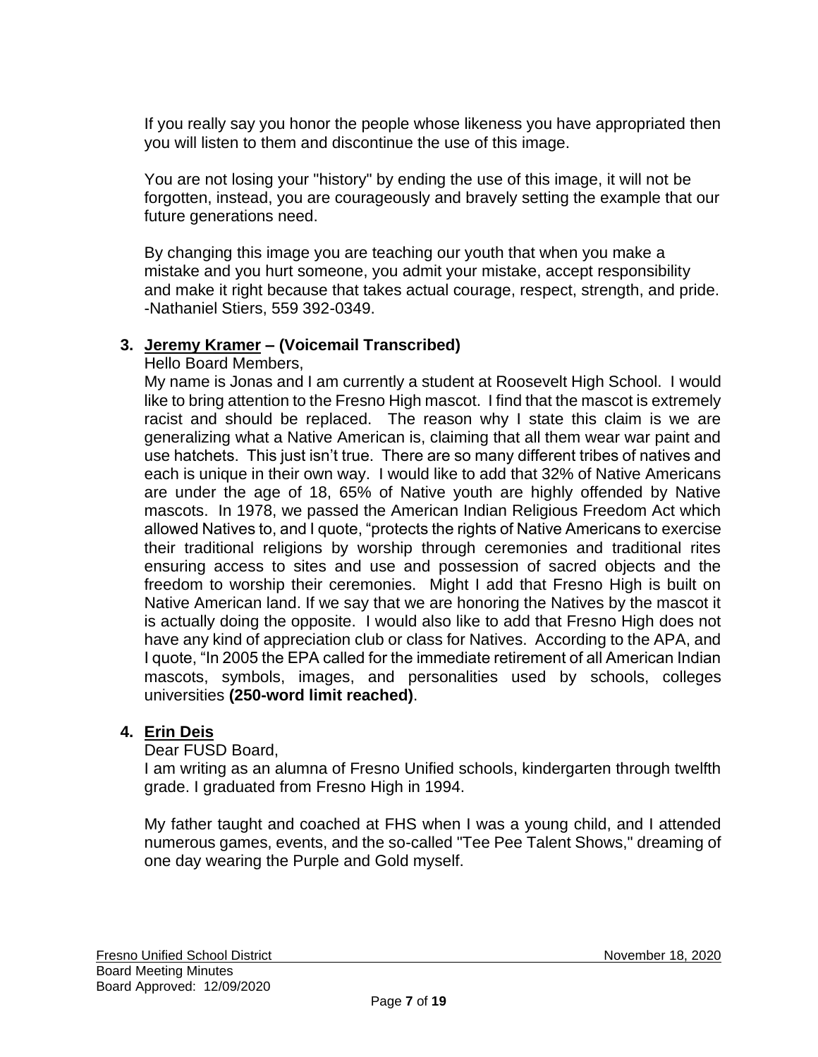If you really say you honor the people whose likeness you have appropriated then you will listen to them and discontinue the use of this image.

You are not losing your "history" by ending the use of this image, it will not be forgotten, instead, you are courageously and bravely setting the example that our future generations need.

By changing this image you are teaching our youth that when you make a mistake and you hurt someone, you admit your mistake, accept responsibility and make it right because that takes actual courage, respect, strength, and pride. -Nathaniel Stiers, 559 392-0349.

3. **Jeremy Kramer – (Voicemail Transcribed)**

Hello Board Members,

My name is Jonas and I am currently a student at Roosevelt High School. I would like to bring attention to the Fresno High mascot. I find that the mascot is extremely racist and should be replaced. The reason why I state this claim is we are generalizing what a Native American is, claiming that all them wear war paint and use hatchets. This just isn't true. There are so many different tribes of natives and each is unique in their own way. I would like to add that 32% of Native Americans are under the age of 18, 65% of Native youth are highly offended by Native mascots. In 1978, we passed the American Indian Religious Freedom Act which allowed Natives to, and I quote, "protects the rights of Native Americans to exercise their traditional religions by worship through ceremonies and traditional rites ensuring access to sites and use and possession of sacred objects and the freedom to worship their ceremonies. Might I add that Fresno High is built on Native American land. If we say that we are honoring the Natives by the mascot it is actually doing the opposite. I would also like to add that Fresno High does not have any kind of appreciation club or class for Natives. According to the APA, and I quote, "In 2005 the EPA called for the immediate retirement of all American Indian mascots, symbols, images, and personalities used by schools, colleges universities **(250-word limit reached)**.

4. **Erin Deis**

Dear FUSD Board,

I am writing as an alumna of Fresno Unified schools, kindergarten through twelfth grade. I graduated from Fresno High in 1994.

My father taught and coached at FHS when I was a young child, and I attended numerous games, events, and the so-called "Tee Pee Talent Shows," dreaming of one day wearing the Purple and Gold myself.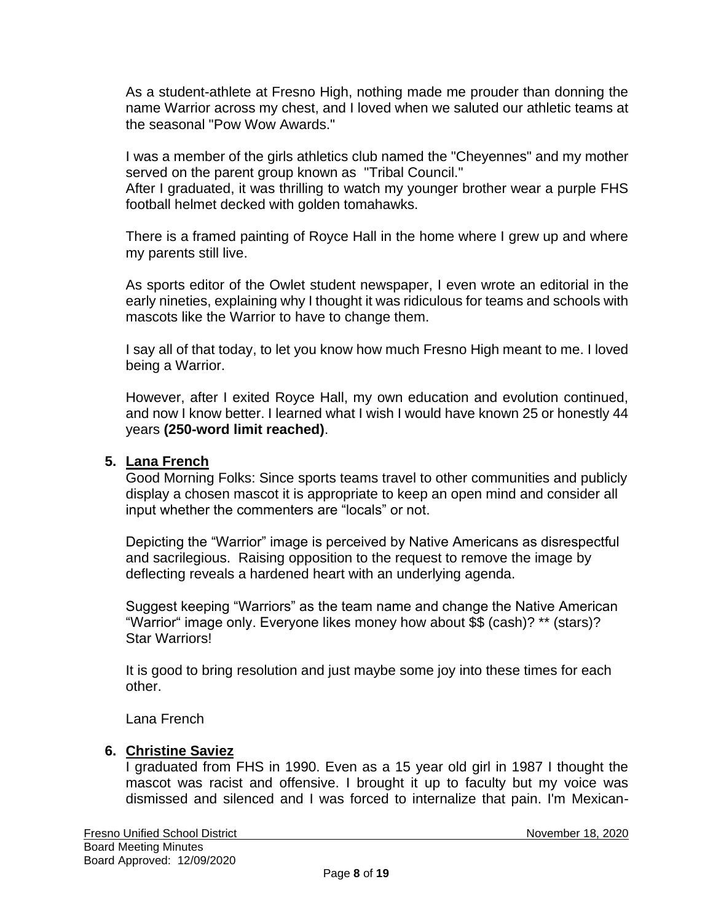As a student-athlete at Fresno High, nothing made me prouder than donning the name Warrior across my chest, and I loved when we saluted our athletic teams at the seasonal "Pow Wow Awards."

I was a member of the girls athletics club named the "Cheyennes" and my mother served on the parent group known as "Tribal Council."
After I graduated, it was thrilling to watch my younger brother wear a purple FHS football helmet decked with golden tomahawks.

There is a framed painting of Royce Hall in the home where I grew up and where my parents still live.

As sports editor of the Owlet student newspaper, I even wrote an editorial in the early nineties, explaining why I thought it was ridiculous for teams and schools with mascots like the Warrior to have to change them.

I say all of that today, to let you know how much Fresno High meant to me. I loved being a Warrior.

However, after I exited Royce Hall, my own education and evolution continued, and now I know better. I learned what I wish I would have known 25 or honestly 44 years **(250-word limit reached)**.

5. **Lana French**

Good Morning Folks: Since sports teams travel to other communities and publicly display a chosen mascot it is appropriate to keep an open mind and consider all input whether the commenters are "locals" or not.

Depicting the "Warrior" image is perceived by Native Americans as disrespectful and sacrilegious. Raising opposition to the request to remove the image by deflecting reveals a hardened heart with an underlying agenda.

Suggest keeping "Warriors" as the team name and change the Native American "Warrior" image only. Everyone likes money how about $$ (cash)? ** (stars)? Star Warriors!

It is good to bring resolution and just maybe some joy into these times for each other.

Lana French

6. **Christine Saviez**

I graduated from FHS in 1990. Even as a 15 year old girl in 1987 I thought the mascot was racist and offensive. I brought it up to faculty but my voice was dismissed and silenced and I was forced to internalize that pain. I'm Mexican-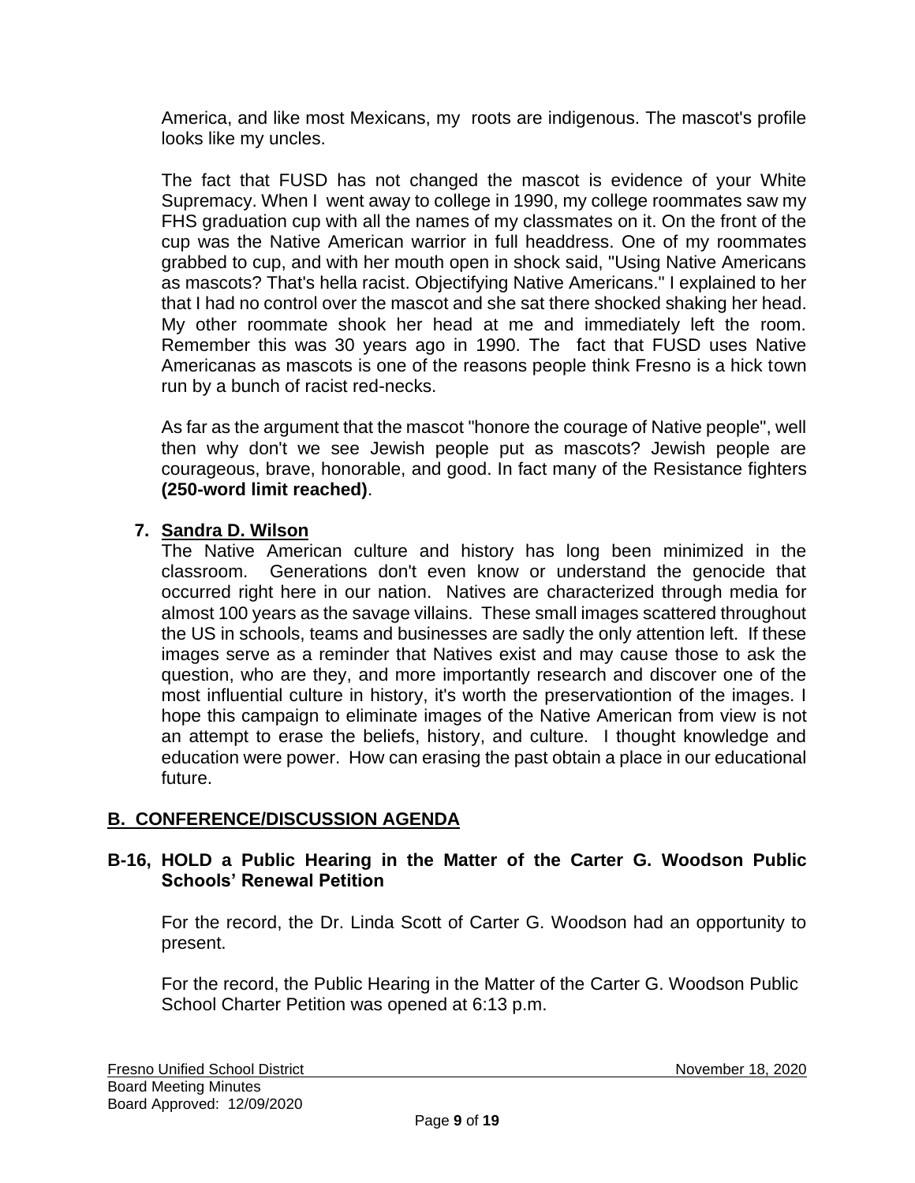America, and like most Mexicans, my roots are indigenous. The mascot's profile looks like my uncles.

The fact that FUSD has not changed the mascot is evidence of your White Supremacy. When I went away to college in 1990, my college roommates saw my FHS graduation cup with all the names of my classmates on it. On the front of the cup was the Native American warrior in full headdress. One of my roommates grabbed to cup, and with her mouth open in shock said, "Using Native Americans as mascots? That's hella racist. Objectifying Native Americans." I explained to her that I had no control over the mascot and she sat there shocked shaking her head. My other roommate shook her head at me and immediately left the room. Remember this was 30 years ago in 1990. The fact that FUSD uses Native Americanas as mascots is one of the reasons people think Fresno is a hick town run by a bunch of racist red-necks.

As far as the argument that the mascot "honore the courage of Native people", well then why don't we see Jewish people put as mascots? Jewish people are courageous, brave, honorable, and good. In fact many of the Resistance fighters **(250-word limit reached)**.

7. **Sandra D. Wilson**

The Native American culture and history has long been minimized in the classroom. Generations don't even know or understand the genocide that occurred right here in our nation. Natives are characterized through media for almost 100 years as the savage villains. These small images scattered throughout the US in schools, teams and businesses are sadly the only attention left. If these images serve as a reminder that Natives exist and may cause those to ask the question, who are they, and more importantly research and discover one of the most influential culture in history, it's worth the preservationtion of the images. I hope this campaign to eliminate images of the Native American from view is not an attempt to erase the beliefs, history, and culture. I thought knowledge and education were power. How can erasing the past obtain a place in our educational future.

## B. CONFERENCE/DISCUSSION AGENDA

### B-16, HOLD a Public Hearing in the Matter of the Carter G. Woodson Public Schools' Renewal Petition

For the record, the Dr. Linda Scott of Carter G. Woodson had an opportunity to present.

For the record, the Public Hearing in the Matter of the Carter G. Woodson Public School Charter Petition was opened at 6:13 p.m.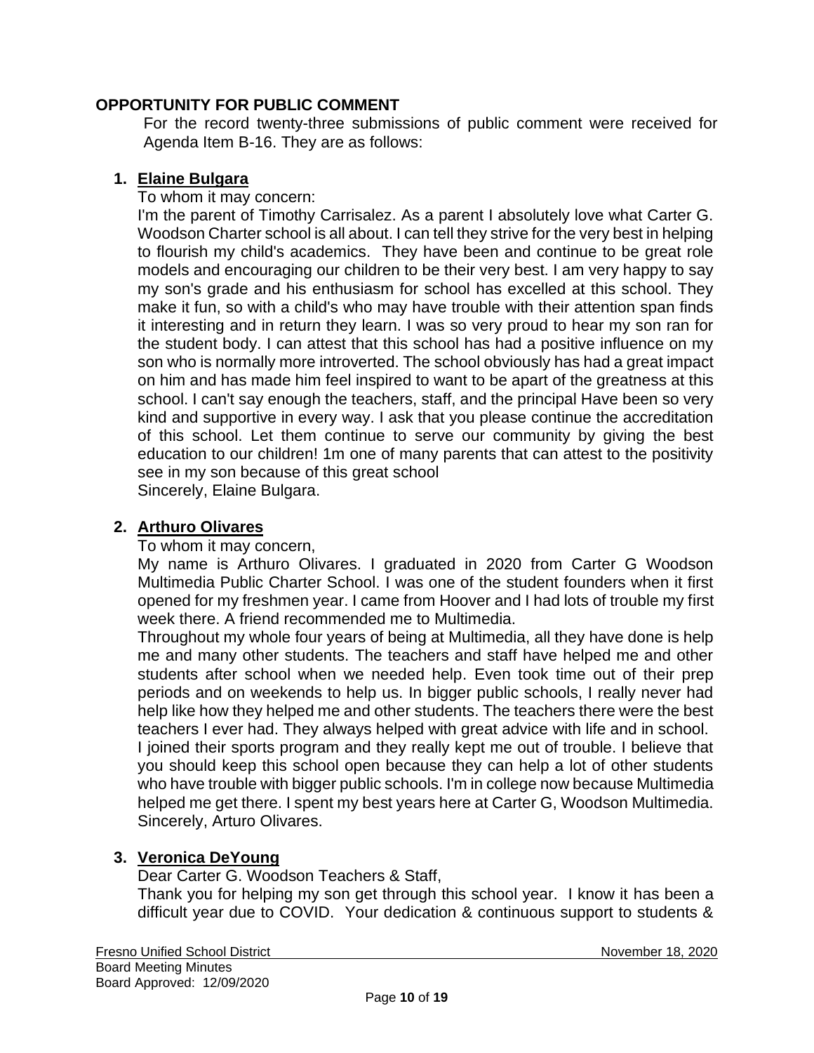## OPPORTUNITY FOR PUBLIC COMMENT

For the record twenty-three submissions of public comment were received for Agenda Item B-16. They are as follows:

1. **Elaine Bulgara**

   To whom it may concern:

   I'm the parent of Timothy Carrisalez. As a parent I absolutely love what Carter G. Woodson Charter school is all about. I can tell they strive for the very best in helping to flourish my child's academics. They have been and continue to be great role models and encouraging our children to be their very best. I am very happy to say my son's grade and his enthusiasm for school has excelled at this school. They make it fun, so with a child's who may have trouble with their attention span finds it interesting and in return they learn. I was so very proud to hear my son ran for the student body. I can attest that this school has had a positive influence on my son who is normally more introverted. The school obviously has had a great impact on him and has made him feel inspired to want to be apart of the greatness at this school. I can't say enough the teachers, staff, and the principal Have been so very kind and supportive in every way. I ask that you please continue the accreditation of this school. Let them continue to serve our community by giving the best education to our children! 1m one of many parents that can attest to the positivity see in my son because of this great school

   Sincerely, Elaine Bulgara.

2. **Arthuro Olivares**

   To whom it may concern,

   My name is Arthuro Olivares. I graduated in 2020 from Carter G Woodson Multimedia Public Charter School. I was one of the student founders when it first opened for my freshmen year. I came from Hoover and I had lots of trouble my first week there. A friend recommended me to Multimedia.

   Throughout my whole four years of being at Multimedia, all they have done is help me and many other students. The teachers and staff have helped me and other students after school when we needed help. Even took time out of their prep periods and on weekends to help us. In bigger public schools, I really never had help like how they helped me and other students. The teachers there were the best teachers I ever had. They always helped with great advice with life and in school.

   I joined their sports program and they really kept me out of trouble. I believe that you should keep this school open because they can help a lot of other students who have trouble with bigger public schools. I'm in college now because Multimedia helped me get there. I spent my best years here at Carter G, Woodson Multimedia.

   Sincerely, Arturo Olivares.

3. **Veronica DeYoung**

   Dear Carter G. Woodson Teachers & Staff,

   Thank you for helping my son get through this school year. I know it has been a difficult year due to COVID. Your dedication & continuous support to students &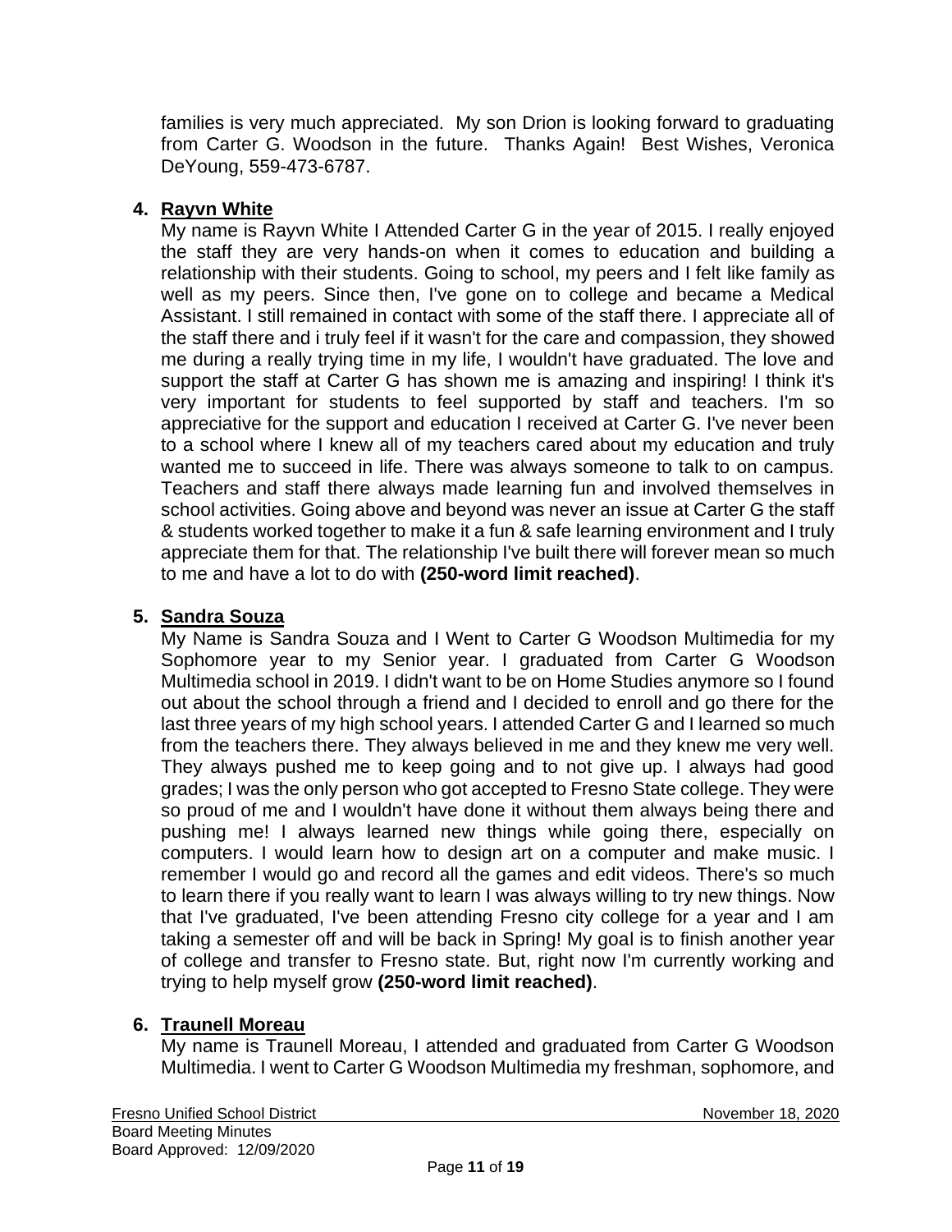families is very much appreciated. My son Drion is looking forward to graduating from Carter G. Woodson in the future. Thanks Again! Best Wishes, Veronica DeYoung, 559-473-6787.

4. **Rayvn White**
   My name is Rayvn White I Attended Carter G in the year of 2015. I really enjoyed the staff they are very hands-on when it comes to education and building a relationship with their students. Going to school, my peers and I felt like family as well as my peers. Since then, I've gone on to college and became a Medical Assistant. I still remained in contact with some of the staff there. I appreciate all of the staff there and i truly feel if it wasn't for the care and compassion, they showed me during a really trying time in my life, I wouldn't have graduated. The love and support the staff at Carter G has shown me is amazing and inspiring! I think it's very important for students to feel supported by staff and teachers. I'm so appreciative for the support and education I received at Carter G. I've never been to a school where I knew all of my teachers cared about my education and truly wanted me to succeed in life. There was always someone to talk to on campus. Teachers and staff there always made learning fun and involved themselves in school activities. Going above and beyond was never an issue at Carter G the staff & students worked together to make it a fun & safe learning environment and I truly appreciate them for that. The relationship I've built there will forever mean so much to me and have a lot to do with **(250-word limit reached)**.

5. **Sandra Souza**
   My Name is Sandra Souza and I Went to Carter G Woodson Multimedia for my Sophomore year to my Senior year. I graduated from Carter G Woodson Multimedia school in 2019. I didn't want to be on Home Studies anymore so I found out about the school through a friend and I decided to enroll and go there for the last three years of my high school years. I attended Carter G and I learned so much from the teachers there. They always believed in me and they knew me very well. They always pushed me to keep going and to not give up. I always had good grades; I was the only person who got accepted to Fresno State college. They were so proud of me and I wouldn't have done it without them always being there and pushing me! I always learned new things while going there, especially on computers. I would learn how to design art on a computer and make music. I remember I would go and record all the games and edit videos. There's so much to learn there if you really want to learn I was always willing to try new things. Now that I've graduated, I've been attending Fresno city college for a year and I am taking a semester off and will be back in Spring! My goal is to finish another year of college and transfer to Fresno state. But, right now I'm currently working and trying to help myself grow **(250-word limit reached)**.

6. **Traunell Moreau**
   My name is Traunell Moreau, I attended and graduated from Carter G Woodson Multimedia. I went to Carter G Woodson Multimedia my freshman, sophomore, and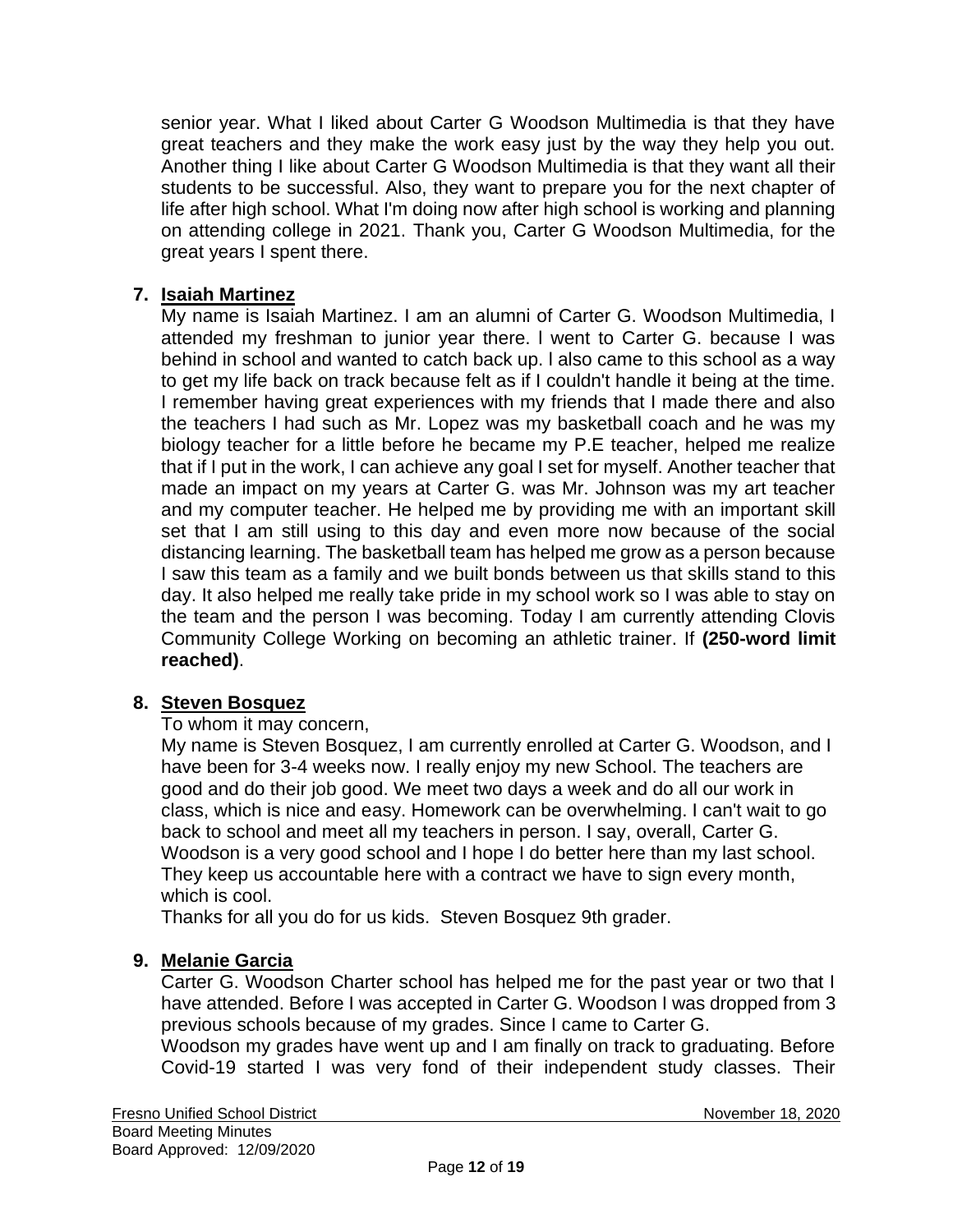senior year. What I liked about Carter G Woodson Multimedia is that they have great teachers and they make the work easy just by the way they help you out. Another thing I like about Carter G Woodson Multimedia is that they want all their students to be successful. Also, they want to prepare you for the next chapter of life after high school. What I'm doing now after high school is working and planning on attending college in 2021. Thank you, Carter G Woodson Multimedia, for the great years I spent there.

7. **Isaiah Martinez**

My name is Isaiah Martinez. I am an alumni of Carter G. Woodson Multimedia, I attended my freshman to junior year there. I went to Carter G. because I was behind in school and wanted to catch back up. I also came to this school as a way to get my life back on track because felt as if I couldn't handle it being at the time. I remember having great experiences with my friends that I made there and also the teachers I had such as Mr. Lopez was my basketball coach and he was my biology teacher for a little before he became my P.E teacher, helped me realize that if I put in the work, I can achieve any goal I set for myself. Another teacher that made an impact on my years at Carter G. was Mr. Johnson was my art teacher and my computer teacher. He helped me by providing me with an important skill set that I am still using to this day and even more now because of the social distancing learning. The basketball team has helped me grow as a person because I saw this team as a family and we built bonds between us that skills stand to this day. It also helped me really take pride in my school work so I was able to stay on the team and the person I was becoming. Today I am currently attending Clovis Community College Working on becoming an athletic trainer. If **(250-word limit reached)**.

8. **Steven Bosquez**

To whom it may concern,

My name is Steven Bosquez, I am currently enrolled at Carter G. Woodson, and I have been for 3-4 weeks now. I really enjoy my new School. The teachers are good and do their job good. We meet two days a week and do all our work in class, which is nice and easy. Homework can be overwhelming. I can't wait to go back to school and meet all my teachers in person. I say, overall, Carter G. Woodson is a very good school and I hope I do better here than my last school. They keep us accountable here with a contract we have to sign every month, which is cool.

Thanks for all you do for us kids. Steven Bosquez 9th grader.

9. **Melanie Garcia**

Carter G. Woodson Charter school has helped me for the past year or two that I have attended. Before I was accepted in Carter G. Woodson I was dropped from 3 previous schools because of my grades. Since I came to Carter G.

Woodson my grades have went up and I am finally on track to graduating. Before Covid-19 started I was very fond of their independent study classes. Their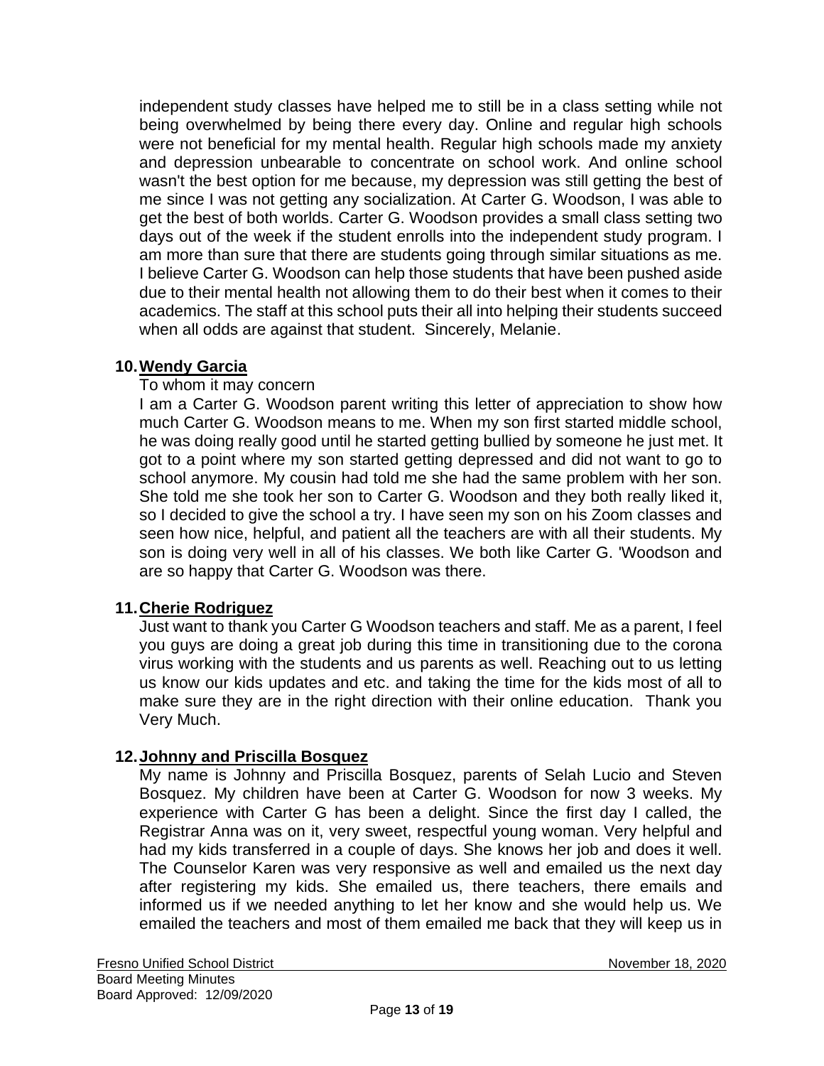independent study classes have helped me to still be in a class setting while not being overwhelmed by being there every day. Online and regular high schools were not beneficial for my mental health. Regular high schools made my anxiety and depression unbearable to concentrate on school work. And online school wasn't the best option for me because, my depression was still getting the best of me since I was not getting any socialization. At Carter G. Woodson, I was able to get the best of both worlds. Carter G. Woodson provides a small class setting two days out of the week if the student enrolls into the independent study program. I am more than sure that there are students going through similar situations as me. I believe Carter G. Woodson can help those students that have been pushed aside due to their mental health not allowing them to do their best when it comes to their academics. The staff at this school puts their all into helping their students succeed when all odds are against that student. Sincerely, Melanie.

10. **Wendy Garcia**

To whom it may concern

I am a Carter G. Woodson parent writing this letter of appreciation to show how much Carter G. Woodson means to me. When my son first started middle school, he was doing really good until he started getting bullied by someone he just met. It got to a point where my son started getting depressed and did not want to go to school anymore. My cousin had told me she had the same problem with her son. She told me she took her son to Carter G. Woodson and they both really liked it, so I decided to give the school a try. I have seen my son on his Zoom classes and seen how nice, helpful, and patient all the teachers are with all their students. My son is doing very well in all of his classes. We both like Carter G. 'Woodson and are so happy that Carter G. Woodson was there.

11. **Cherie Rodriguez**

Just want to thank you Carter G Woodson teachers and staff. Me as a parent, I feel you guys are doing a great job during this time in transitioning due to the corona virus working with the students and us parents as well. Reaching out to us letting us know our kids updates and etc. and taking the time for the kids most of all to make sure they are in the right direction with their online education. Thank you Very Much.

12. **Johnny and Priscilla Bosquez**

My name is Johnny and Priscilla Bosquez, parents of Selah Lucio and Steven Bosquez. My children have been at Carter G. Woodson for now 3 weeks. My experience with Carter G has been a delight. Since the first day I called, the Registrar Anna was on it, very sweet, respectful young woman. Very helpful and had my kids transferred in a couple of days. She knows her job and does it well. The Counselor Karen was very responsive as well and emailed us the next day after registering my kids. She emailed us, there teachers, there emails and informed us if we needed anything to let her know and she would help us. We emailed the teachers and most of them emailed me back that they will keep us in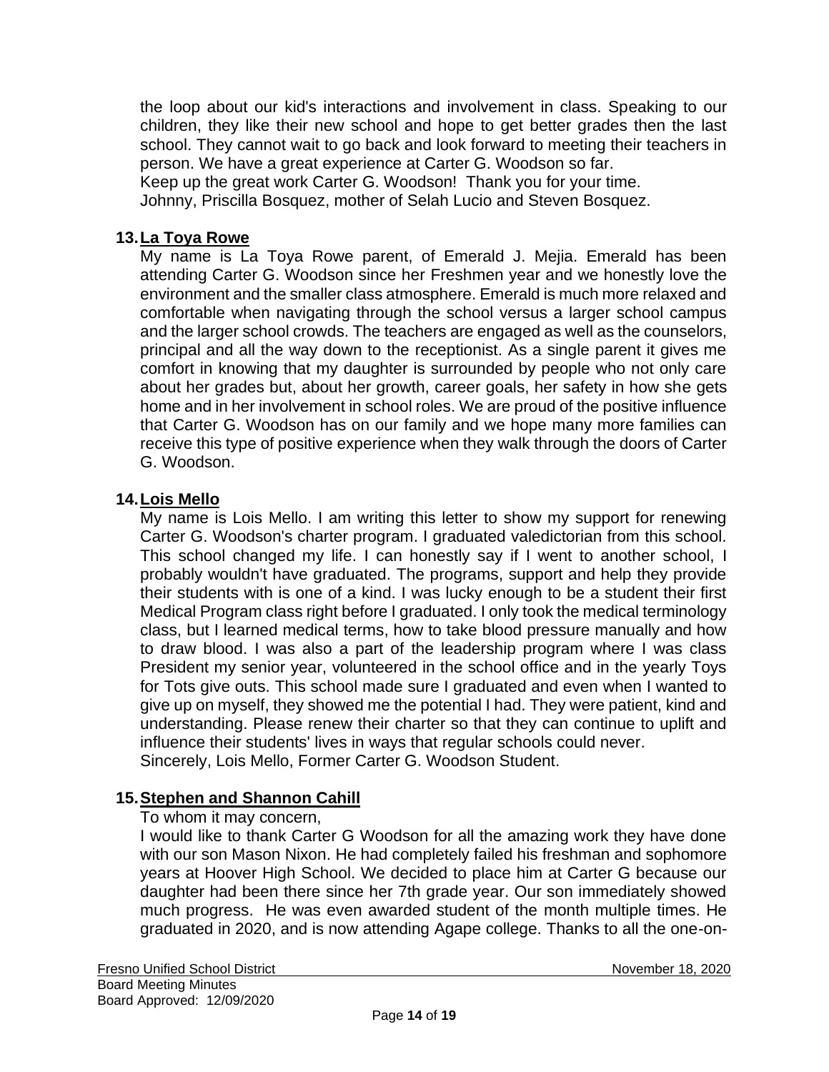the loop about our kid's interactions and involvement in class. Speaking to our children, they like their new school and hope to get better grades then the last school. They cannot wait to go back and look forward to meeting their teachers in person. We have a great experience at Carter G. Woodson so far.
Keep up the great work Carter G. Woodson! Thank you for your time.
Johnny, Priscilla Bosquez, mother of Selah Lucio and Steven Bosquez.

**13. La Toya Rowe**

My name is La Toya Rowe parent, of Emerald J. Mejia. Emerald has been attending Carter G. Woodson since her Freshmen year and we honestly love the environment and the smaller class atmosphere. Emerald is much more relaxed and comfortable when navigating through the school versus a larger school campus and the larger school crowds. The teachers are engaged as well as the counselors, principal and all the way down to the receptionist. As a single parent it gives me comfort in knowing that my daughter is surrounded by people who not only care about her grades but, about her growth, career goals, her safety in how she gets home and in her involvement in school roles. We are proud of the positive influence that Carter G. Woodson has on our family and we hope many more families can receive this type of positive experience when they walk through the doors of Carter G. Woodson.

**14. Lois Mello**

My name is Lois Mello. I am writing this letter to show my support for renewing Carter G. Woodson's charter program. I graduated valedictorian from this school. This school changed my life. I can honestly say if I went to another school, I probably wouldn't have graduated. The programs, support and help they provide their students with is one of a kind. I was lucky enough to be a student their first Medical Program class right before I graduated. I only took the medical terminology class, but I learned medical terms, how to take blood pressure manually and how to draw blood. I was also a part of the leadership program where I was class President my senior year, volunteered in the school office and in the yearly Toys for Tots give outs. This school made sure I graduated and even when I wanted to give up on myself, they showed me the potential I had. They were patient, kind and understanding. Please renew their charter so that they can continue to uplift and influence their students' lives in ways that regular schools could never.
Sincerely, Lois Mello, Former Carter G. Woodson Student.

**15. Stephen and Shannon Cahill**

To whom it may concern,
I would like to thank Carter G Woodson for all the amazing work they have done with our son Mason Nixon. He had completely failed his freshman and sophomore years at Hoover High School. We decided to place him at Carter G because our daughter had been there since her 7th grade year. Our son immediately showed much progress. He was even awarded student of the month multiple times. He graduated in 2020, and is now attending Agape college. Thanks to all the one-on-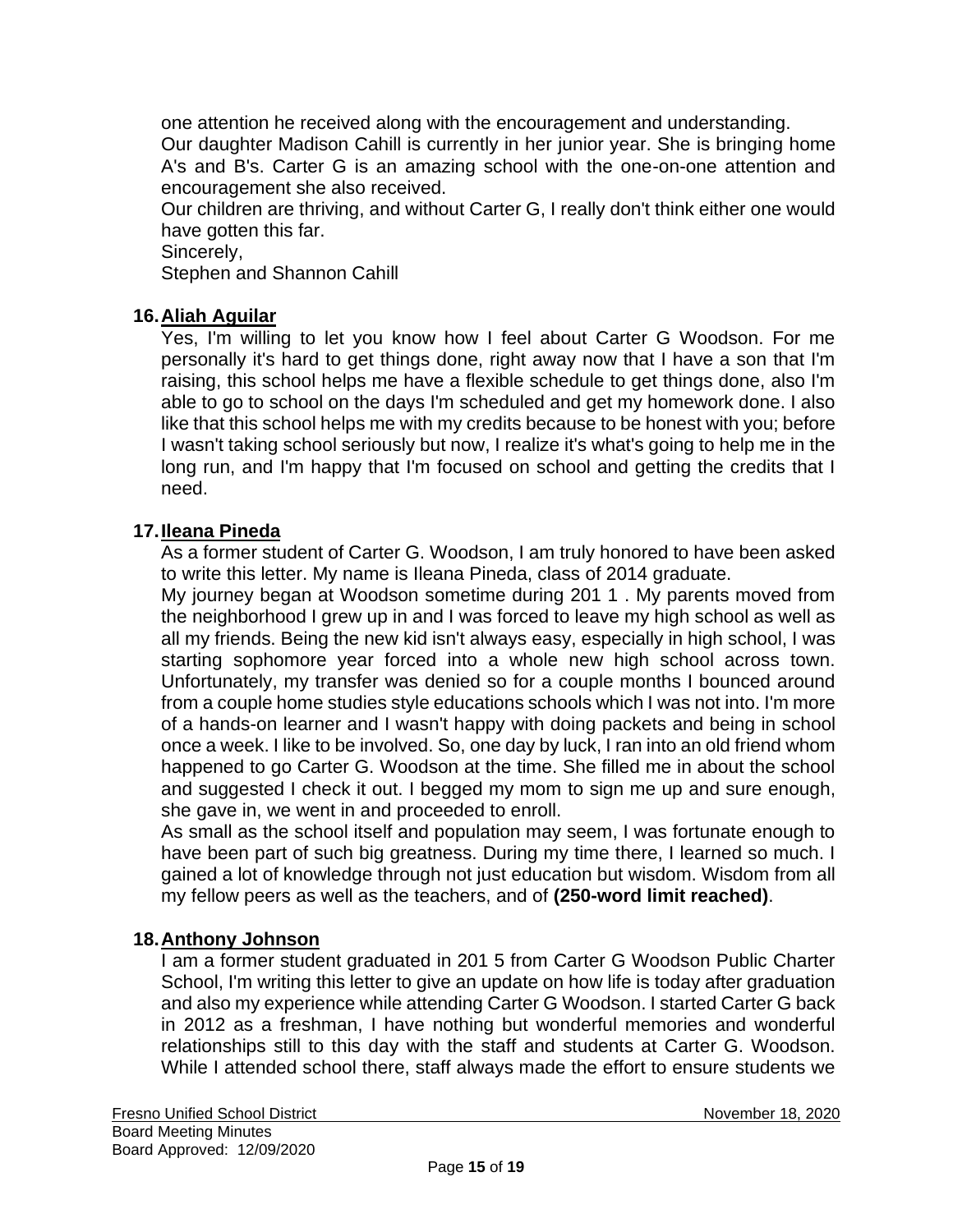one attention he received along with the encouragement and understanding.
Our daughter Madison Cahill is currently in her junior year. She is bringing home A's and B's. Carter G is an amazing school with the one-on-one attention and encouragement she also received.
Our children are thriving, and without Carter G, I really don't think either one would have gotten this far.
Sincerely,
Stephen and Shannon Cahill

**16. Aliah Aguilar**

Yes, I'm willing to let you know how I feel about Carter G Woodson. For me personally it's hard to get things done, right away now that I have a son that I'm raising, this school helps me have a flexible schedule to get things done, also I'm able to go to school on the days I'm scheduled and get my homework done. I also like that this school helps me with my credits because to be honest with you; before I wasn't taking school seriously but now, I realize it's what's going to help me in the long run, and I'm happy that I'm focused on school and getting the credits that I need.

**17. Ileana Pineda**

As a former student of Carter G. Woodson, I am truly honored to have been asked to write this letter. My name is Ileana Pineda, class of 2014 graduate.
My journey began at Woodson sometime during 201 1 . My parents moved from the neighborhood I grew up in and I was forced to leave my high school as well as all my friends. Being the new kid isn't always easy, especially in high school, I was starting sophomore year forced into a whole new high school across town. Unfortunately, my transfer was denied so for a couple months I bounced around from a couple home studies style educations schools which I was not into. I'm more of a hands-on learner and I wasn't happy with doing packets and being in school once a week. I like to be involved. So, one day by luck, I ran into an old friend whom happened to go Carter G. Woodson at the time. She filled me in about the school and suggested I check it out. I begged my mom to sign me up and sure enough, she gave in, we went in and proceeded to enroll.
As small as the school itself and population may seem, I was fortunate enough to have been part of such big greatness. During my time there, I learned so much. I gained a lot of knowledge through not just education but wisdom. Wisdom from all my fellow peers as well as the teachers, and of **(250-word limit reached)**.

**18. Anthony Johnson**

I am a former student graduated in 201 5 from Carter G Woodson Public Charter School, I'm writing this letter to give an update on how life is today after graduation and also my experience while attending Carter G Woodson. I started Carter G back in 2012 as a freshman, I have nothing but wonderful memories and wonderful relationships still to this day with the staff and students at Carter G. Woodson. While I attended school there, staff always made the effort to ensure students we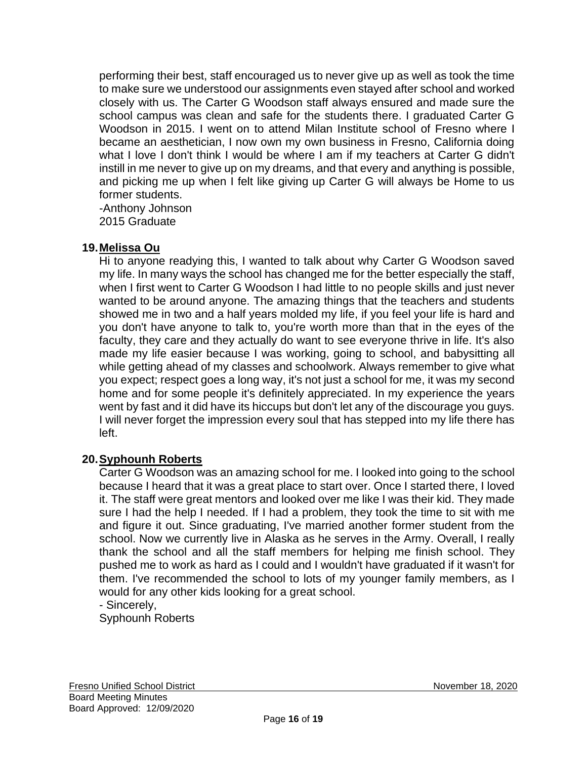performing their best, staff encouraged us to never give up as well as took the time to make sure we understood our assignments even stayed after school and worked closely with us. The Carter G Woodson staff always ensured and made sure the school campus was clean and safe for the students there. I graduated Carter G Woodson in 2015. I went on to attend Milan Institute school of Fresno where I became an aesthetician, I now own my own business in Fresno, California doing what I love I don't think I would be where I am if my teachers at Carter G didn't instill in me never to give up on my dreams, and that every and anything is possible, and picking me up when I felt like giving up Carter G will always be Home to us former students.
-Anthony Johnson
2015 Graduate

19. **Melissa Ou**

Hi to anyone readying this, I wanted to talk about why Carter G Woodson saved my life. In many ways the school has changed me for the better especially the staff, when I first went to Carter G Woodson I had little to no people skills and just never wanted to be around anyone. The amazing things that the teachers and students showed me in two and a half years molded my life, if you feel your life is hard and you don't have anyone to talk to, you're worth more than that in the eyes of the faculty, they care and they actually do want to see everyone thrive in life. It's also made my life easier because I was working, going to school, and babysitting all while getting ahead of my classes and schoolwork. Always remember to give what you expect; respect goes a long way, it's not just a school for me, it was my second home and for some people it's definitely appreciated. In my experience the years went by fast and it did have its hiccups but don't let any of the discourage you guys. I will never forget the impression every soul that has stepped into my life there has left.

20. **Syphounh Roberts**

Carter G Woodson was an amazing school for me. I looked into going to the school because I heard that it was a great place to start over. Once I started there, I loved it. The staff were great mentors and looked over me like I was their kid. They made sure I had the help I needed. If I had a problem, they took the time to sit with me and figure it out. Since graduating, I've married another former student from the school. Now we currently live in Alaska as he serves in the Army. Overall, I really thank the school and all the staff members for helping me finish school. They pushed me to work as hard as I could and I wouldn't have graduated if it wasn't for them. I've recommended the school to lots of my younger family members, as I would for any other kids looking for a great school.
- Sincerely,
Syphounh Roberts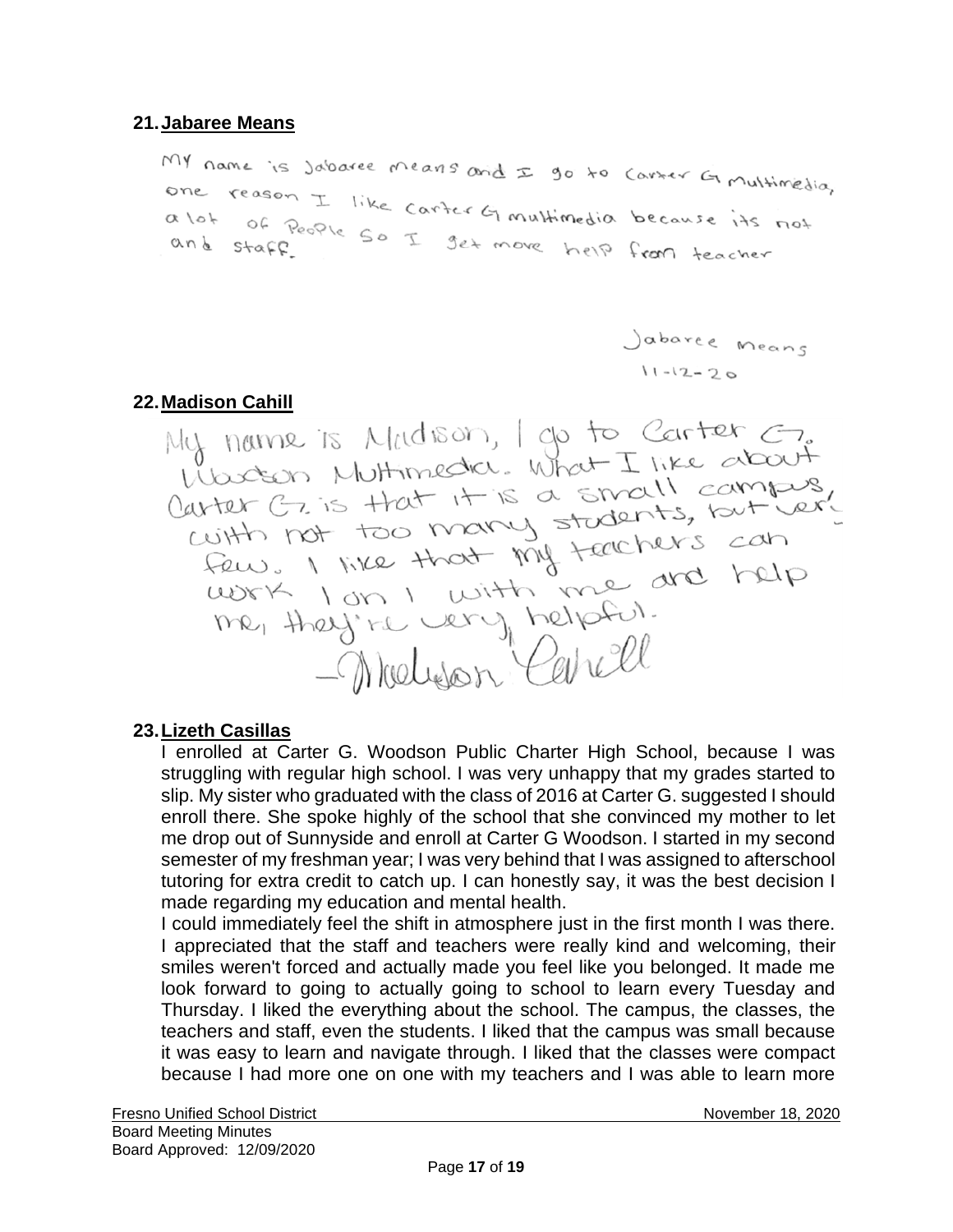## 21. Jabaree Means

My name is Jabaree Means and I go to Carter G Multimedia, one reason I like Carter G multimedia because its not a lot of People So I get more help from teacher and staff.

Jabaree Means
11-12-20

## 22. Madison Cahill

My name is Madison, I go to Carter G. Woodson Multimedia. What I like about Carter G. is that it is a small campus, with not too many students, but very few. I like that my teachers can work 1 on 1 with me and help me, they're very helpful.

-Madison Cahill

## 23. Lizeth Casillas

I enrolled at Carter G. Woodson Public Charter High School, because I was struggling with regular high school. I was very unhappy that my grades started to slip. My sister who graduated with the class of 2016 at Carter G. suggested I should enroll there. She spoke highly of the school that she convinced my mother to let me drop out of Sunnyside and enroll at Carter G Woodson. I started in my second semester of my freshman year; I was very behind that I was assigned to afterschool tutoring for extra credit to catch up. I can honestly say, it was the best decision I made regarding my education and mental health.

I could immediately feel the shift in atmosphere just in the first month I was there. I appreciated that the staff and teachers were really kind and welcoming, their smiles weren't forced and actually made you feel like you belonged. It made me look forward to going to actually going to school to learn every Tuesday and Thursday. I liked the everything about the school. The campus, the classes, the teachers and staff, even the students. I liked that the campus was small because it was easy to learn and navigate through. I liked that the classes were compact because I had more one on one with my teachers and I was able to learn more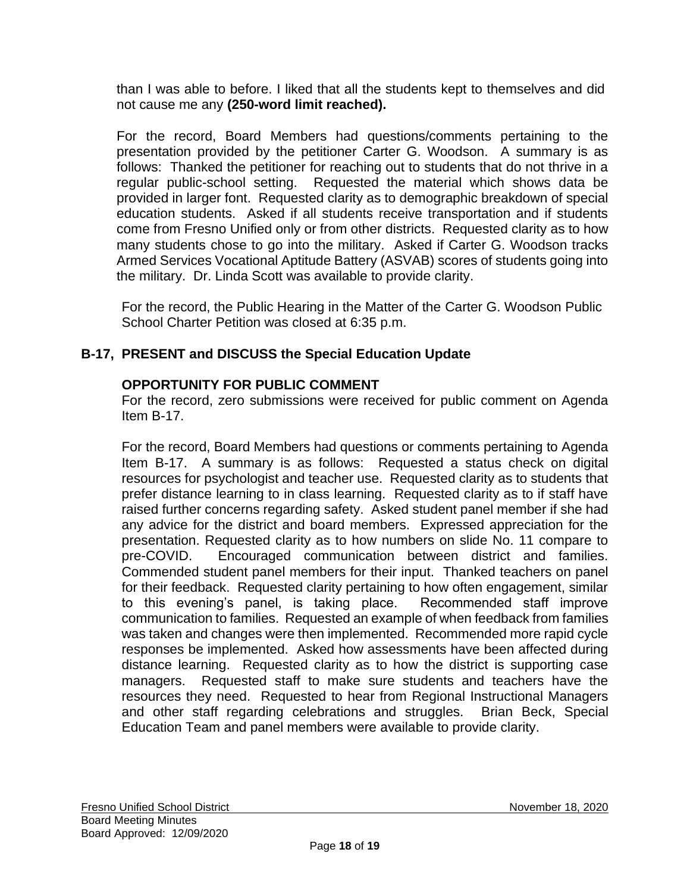than I was able to before. I liked that all the students kept to themselves and did not cause me any **(250-word limit reached).**

For the record, Board Members had questions/comments pertaining to the presentation provided by the petitioner Carter G. Woodson. A summary is as follows: Thanked the petitioner for reaching out to students that do not thrive in a regular public-school setting. Requested the material which shows data be provided in larger font. Requested clarity as to demographic breakdown of special education students. Asked if all students receive transportation and if students come from Fresno Unified only or from other districts. Requested clarity as to how many students chose to go into the military. Asked if Carter G. Woodson tracks Armed Services Vocational Aptitude Battery (ASVAB) scores of students going into the military. Dr. Linda Scott was available to provide clarity.

For the record, the Public Hearing in the Matter of the Carter G. Woodson Public School Charter Petition was closed at 6:35 p.m.

## B-17, PRESENT and DISCUSS the Special Education Update

**OPPORTUNITY FOR PUBLIC COMMENT**

For the record, zero submissions were received for public comment on Agenda Item B-17.

For the record, Board Members had questions or comments pertaining to Agenda Item B-17. A summary is as follows: Requested a status check on digital resources for psychologist and teacher use. Requested clarity as to students that prefer distance learning to in class learning. Requested clarity as to if staff have raised further concerns regarding safety. Asked student panel member if she had any advice for the district and board members. Expressed appreciation for the presentation. Requested clarity as to how numbers on slide No. 11 compare to pre-COVID. Encouraged communication between district and families. Commended student panel members for their input. Thanked teachers on panel for their feedback. Requested clarity pertaining to how often engagement, similar to this evening's panel, is taking place. Recommended staff improve communication to families. Requested an example of when feedback from families was taken and changes were then implemented. Recommended more rapid cycle responses be implemented. Asked how assessments have been affected during distance learning. Requested clarity as to how the district is supporting case managers. Requested staff to make sure students and teachers have the resources they need. Requested to hear from Regional Instructional Managers and other staff regarding celebrations and struggles. Brian Beck, Special Education Team and panel members were available to provide clarity.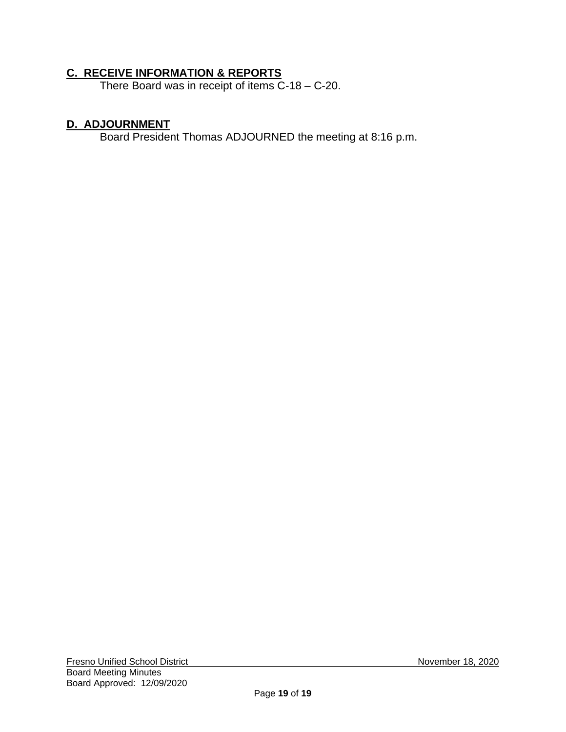## C. RECEIVE INFORMATION & REPORTS

There Board was in receipt of items C-18 – C-20.

## D. ADJOURNMENT

Board President Thomas ADJOURNED the meeting at 8:16 p.m.